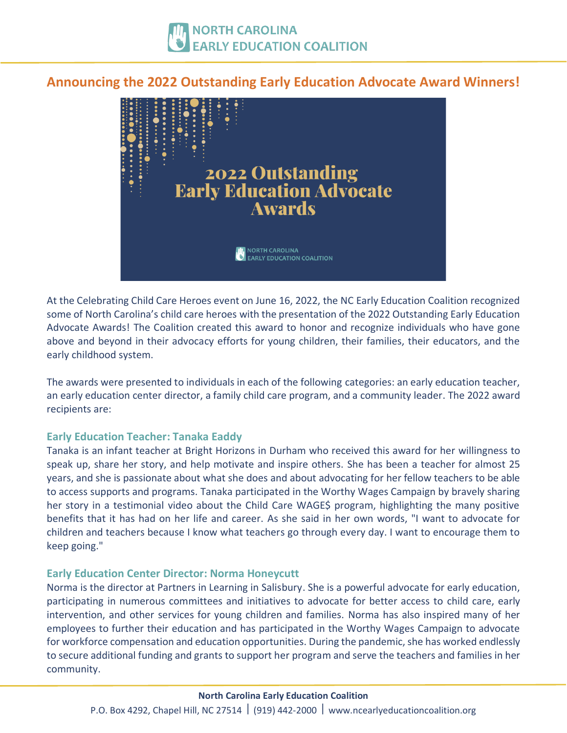# Announcing the 2022 Outstanding Early Education Advocate Award Winners!

At the Celebrating Child Care Heroes event on June 16, 2022, the NC Early Education Coalition recognized some of North Carolina's child care heroes with the presentation of the 2022 Outstanding Early Education Advocate Awards! The Coalition created this award to honor and recognize individuals who have gone above and beyond in their advocacy efforts for young children, their families, their educators, and the early childhood system.

The awards were presented to individuals in each of the following categories: an early education teacher, an early education center director, a family child care program, and a community leader. The 2022 award recipients are:

### Early Education Teacher: Tanaka Eaddy

Tanaka is an infant teacher at Bright Horizons in Durham who received this award for her willingness to speak up, share her story, and help motivate and inspire others. She has been a teacher for almost 25 years, and she is passionate about what she does and about advocating for her fellow teachers to be able to access supports and programs. Tanaka participated in the Worthy Wages Campaign by bravely sharing her story in a testimonial video about the Child Care WAGE$ program, highlighting the many positive benefits that it has had on her life and career. As she said in her own words, "I want to advocate for children and teachers because I know what teachers go through every day. I want to encourage them to keep going."

### Early Education Center Director: Norma Honeycutt

Norma is the director at Partners in Learning in Salisbury. She is a powerful advocate for early education, participating in numerous committees and initiatives to advocate for better access to child care, early intervention, and other services for young children and families. Norma has also inspired many of her employees to further their education and has participated in the Worthy Wages Campaign to advocate for workforce compensation and education opportunities. During the pandemic, she has worked endlessly to secure additional funding and grants to support her program and serve the teachers and families in her community.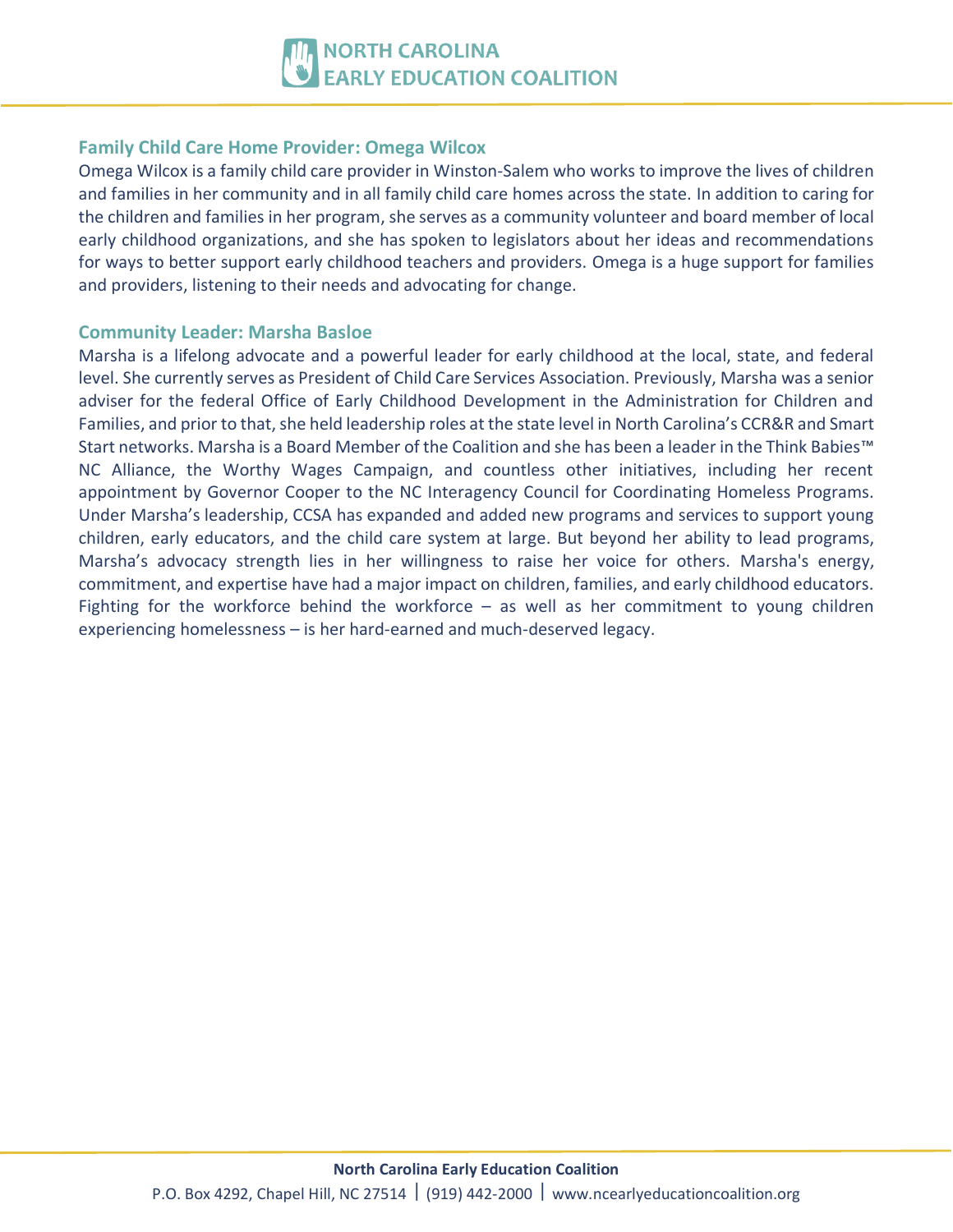### Family Child Care Home Provider: Omega Wilcox

Omega Wilcox is a family child care provider in Winston-Salem who works to improve the lives of children and families in her community and in all family child care homes across the state. In addition to caring for the children and families in her program, she serves as a community volunteer and board member of local early childhood organizations, and she has spoken to legislators about her ideas and recommendations for ways to better support early childhood teachers and providers. Omega is a huge support for families and providers, listening to their needs and advocating for change.

### Community Leader: Marsha Basloe

Marsha is a lifelong advocate and a powerful leader for early childhood at the local, state, and federal level. She currently serves as President of Child Care Services Association. Previously, Marsha was a senior adviser for the federal Office of Early Childhood Development in the Administration for Children and Families, and prior to that, she held leadership roles at the state level in North Carolina's CCR&R and Smart Start networks. Marsha is a Board Member of the Coalition and she has been a leader in the Think Babies™ NC Alliance, the Worthy Wages Campaign, and countless other initiatives, including her recent appointment by Governor Cooper to the NC Interagency Council for Coordinating Homeless Programs. Under Marsha's leadership, CCSA has expanded and added new programs and services to support young children, early educators, and the child care system at large. But beyond her ability to lead programs, Marsha's advocacy strength lies in her willingness to raise her voice for others. Marsha's energy, commitment, and expertise have had a major impact on children, families, and early childhood educators. Fighting for the workforce behind the workforce – as well as her commitment to young children experiencing homelessness – is her hard-earned and much-deserved legacy.